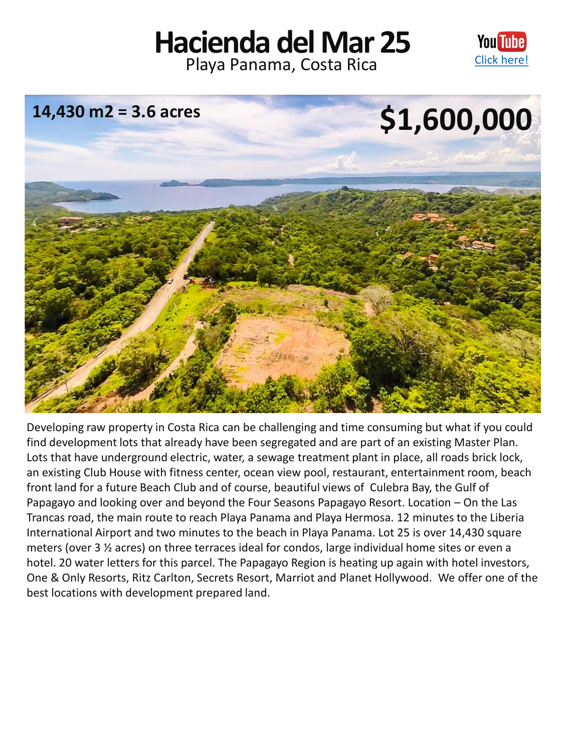# Hacienda del Mar 25

Playa Panama, Costa Rica

YouTube [Click here!]

**14,430 m2 = 3.6 acres**

**$1,600,000**

Developing raw property in Costa Rica can be challenging and time consuming but what if you could find development lots that already have been segregated and are part of an existing Master Plan. Lots that have underground electric, water, a sewage treatment plant in place, all roads brick lock, an existing Club House with fitness center, ocean view pool, restaurant, entertainment room, beach front land for a future Beach Club and of course, beautiful views of Culebra Bay, the Gulf of Papagayo and looking over and beyond the Four Seasons Papagayo Resort. Location – On the Las Trancas road, the main route to reach Playa Panama and Playa Hermosa. 12 minutes to the Liberia International Airport and two minutes to the beach in Playa Panama. Lot 25 is over 14,430 square meters (over 3 ½ acres) on three terraces ideal for condos, large individual home sites or even a hotel. 20 water letters for this parcel. The Papagayo Region is heating up again with hotel investors, One & Only Resorts, Ritz Carlton, Secrets Resort, Marriot and Planet Hollywood. We offer one of the best locations with development prepared land.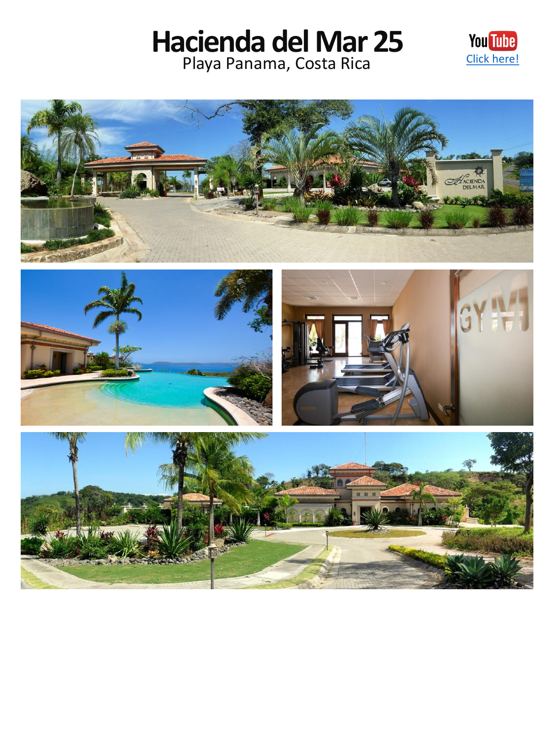# Hacienda del Mar 25

Playa Panama, Costa Rica

YouTube
Click here!